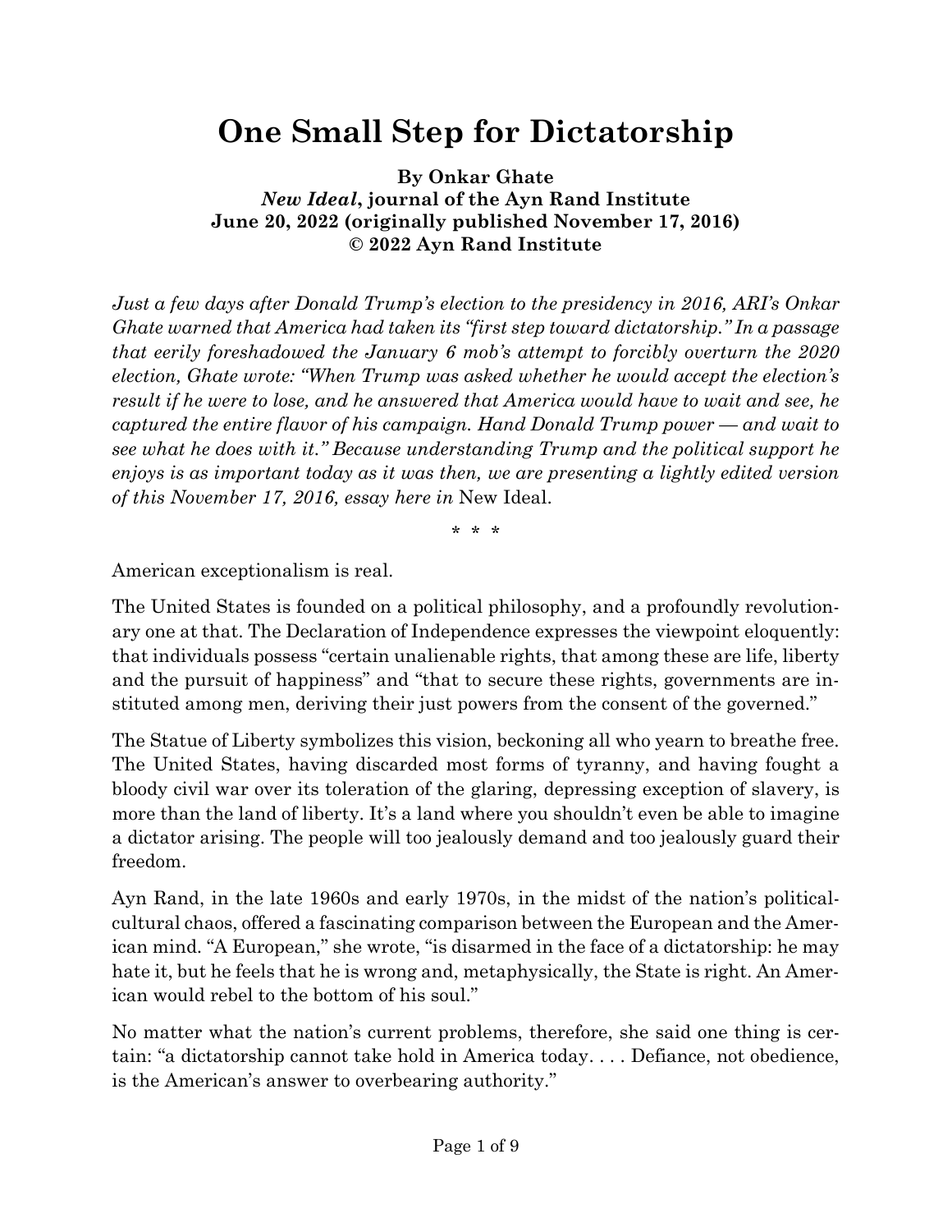# One Small Step for Dictatorship

**By Onkar Ghate**
***New Ideal*, journal of the Ayn Rand Institute**
**June 20, 2022 (originally published November 17, 2016)**
**© 2022 Ayn Rand Institute**

*Just a few days after Donald Trump's election to the presidency in 2016, ARI's Onkar Ghate warned that America had taken its "first step toward dictatorship." In a passage that eerily foreshadowed the January 6 mob's attempt to forcibly overturn the 2020 election, Ghate wrote: "When Trump was asked whether he would accept the election's result if he were to lose, and he answered that America would have to wait and see, he captured the entire flavor of his campaign. Hand Donald Trump power — and wait to see what he does with it." Because understanding Trump and the political support he enjoys is as important today as it was then, we are presenting a lightly edited version of this November 17, 2016, essay here in* New Ideal.

\* \* \*

American exceptionalism is real.

The United States is founded on a political philosophy, and a profoundly revolutionary one at that. The Declaration of Independence expresses the viewpoint eloquently: that individuals possess "certain unalienable rights, that among these are life, liberty and the pursuit of happiness" and "that to secure these rights, governments are instituted among men, deriving their just powers from the consent of the governed."

The Statue of Liberty symbolizes this vision, beckoning all who yearn to breathe free. The United States, having discarded most forms of tyranny, and having fought a bloody civil war over its toleration of the glaring, depressing exception of slavery, is more than the land of liberty. It's a land where you shouldn't even be able to imagine a dictator arising. The people will too jealously demand and too jealously guard their freedom.

Ayn Rand, in the late 1960s and early 1970s, in the midst of the nation's political-cultural chaos, offered a fascinating comparison between the European and the American mind. "A European," she wrote, "is disarmed in the face of a dictatorship: he may hate it, but he feels that he is wrong and, metaphysically, the State is right. An American would rebel to the bottom of his soul."

No matter what the nation's current problems, therefore, she said one thing is certain: "a dictatorship cannot take hold in America today. . . . Defiance, not obedience, is the American's answer to overbearing authority."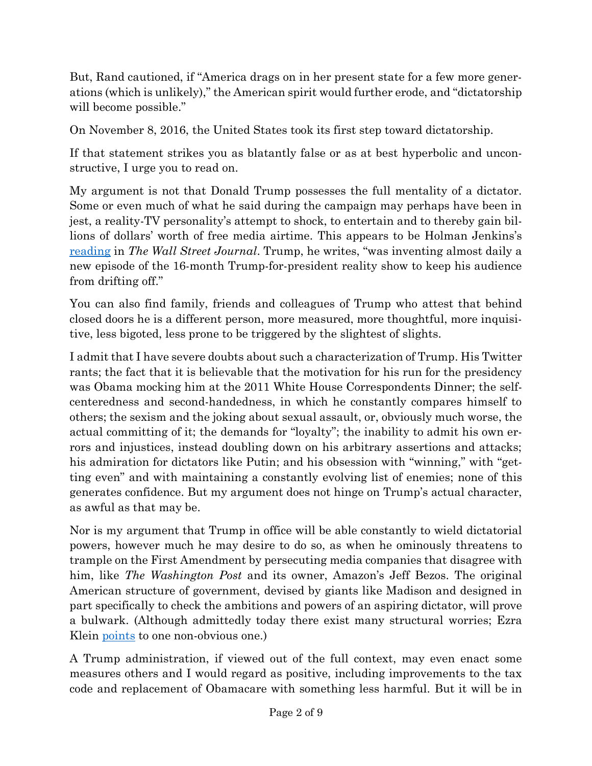But, Rand cautioned, if "America drags on in her present state for a few more generations (which is unlikely)," the American spirit would further erode, and "dictatorship will become possible."

On November 8, 2016, the United States took its first step toward dictatorship.

If that statement strikes you as blatantly false or as at best hyperbolic and unconstructive, I urge you to read on.

My argument is not that Donald Trump possesses the full mentality of a dictator. Some or even much of what he said during the campaign may perhaps have been in jest, a reality-TV personality's attempt to shock, to entertain and to thereby gain billions of dollars' worth of free media airtime. This appears to be Holman Jenkins's reading in *The Wall Street Journal*. Trump, he writes, "was inventing almost daily a new episode of the 16-month Trump-for-president reality show to keep his audience from drifting off."

You can also find family, friends and colleagues of Trump who attest that behind closed doors he is a different person, more measured, more thoughtful, more inquisitive, less bigoted, less prone to be triggered by the slightest of slights.

I admit that I have severe doubts about such a characterization of Trump. His Twitter rants; the fact that it is believable that the motivation for his run for the presidency was Obama mocking him at the 2011 White House Correspondents Dinner; the self-centeredness and second-handedness, in which he constantly compares himself to others; the sexism and the joking about sexual assault, or, obviously much worse, the actual committing of it; the demands for "loyalty"; the inability to admit his own errors and injustices, instead doubling down on his arbitrary assertions and attacks; his admiration for dictators like Putin; and his obsession with "winning," with "getting even" and with maintaining a constantly evolving list of enemies; none of this generates confidence. But my argument does not hinge on Trump's actual character, as awful as that may be.

Nor is my argument that Trump in office will be able constantly to wield dictatorial powers, however much he may desire to do so, as when he ominously threatens to trample on the First Amendment by persecuting media companies that disagree with him, like *The Washington Post* and its owner, Amazon's Jeff Bezos. The original American structure of government, devised by giants like Madison and designed in part specifically to check the ambitions and powers of an aspiring dictator, will prove a bulwark. (Although admittedly today there exist many structural worries; Ezra Klein points to one non-obvious one.)

A Trump administration, if viewed out of the full context, may even enact some measures others and I would regard as positive, including improvements to the tax code and replacement of Obamacare with something less harmful. But it will be in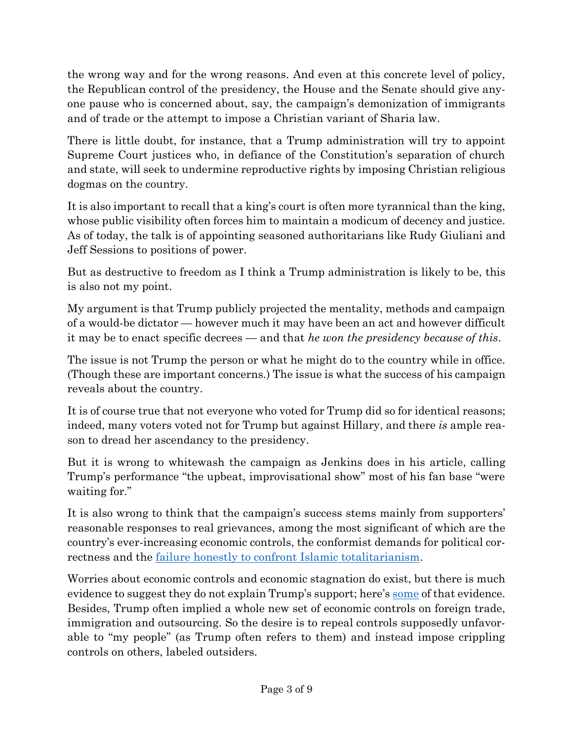the wrong way and for the wrong reasons. And even at this concrete level of policy, the Republican control of the presidency, the House and the Senate should give anyone pause who is concerned about, say, the campaign's demonization of immigrants and of trade or the attempt to impose a Christian variant of Sharia law.

There is little doubt, for instance, that a Trump administration will try to appoint Supreme Court justices who, in defiance of the Constitution's separation of church and state, will seek to undermine reproductive rights by imposing Christian religious dogmas on the country.

It is also important to recall that a king's court is often more tyrannical than the king, whose public visibility often forces him to maintain a modicum of decency and justice. As of today, the talk is of appointing seasoned authoritarians like Rudy Giuliani and Jeff Sessions to positions of power.

But as destructive to freedom as I think a Trump administration is likely to be, this is also not my point.

My argument is that Trump publicly projected the mentality, methods and campaign of a would-be dictator — however much it may have been an act and however difficult it may be to enact specific decrees — and that *he won the presidency because of this*.

The issue is not Trump the person or what he might do to the country while in office. (Though these are important concerns.) The issue is what the success of his campaign reveals about the country.

It is of course true that not everyone who voted for Trump did so for identical reasons; indeed, many voters voted not for Trump but against Hillary, and there *is* ample reason to dread her ascendancy to the presidency.

But it is wrong to whitewash the campaign as Jenkins does in his article, calling Trump's performance "the upbeat, improvisational show" most of his fan base "were waiting for."

It is also wrong to think that the campaign's success stems mainly from supporters' reasonable responses to real grievances, among the most significant of which are the country's ever-increasing economic controls, the conformist demands for political correctness and the failure honestly to confront Islamic totalitarianism.

Worries about economic controls and economic stagnation do exist, but there is much evidence to suggest they do not explain Trump's support; here's some of that evidence. Besides, Trump often implied a whole new set of economic controls on foreign trade, immigration and outsourcing. So the desire is to repeal controls supposedly unfavorable to "my people" (as Trump often refers to them) and instead impose crippling controls on others, labeled outsiders.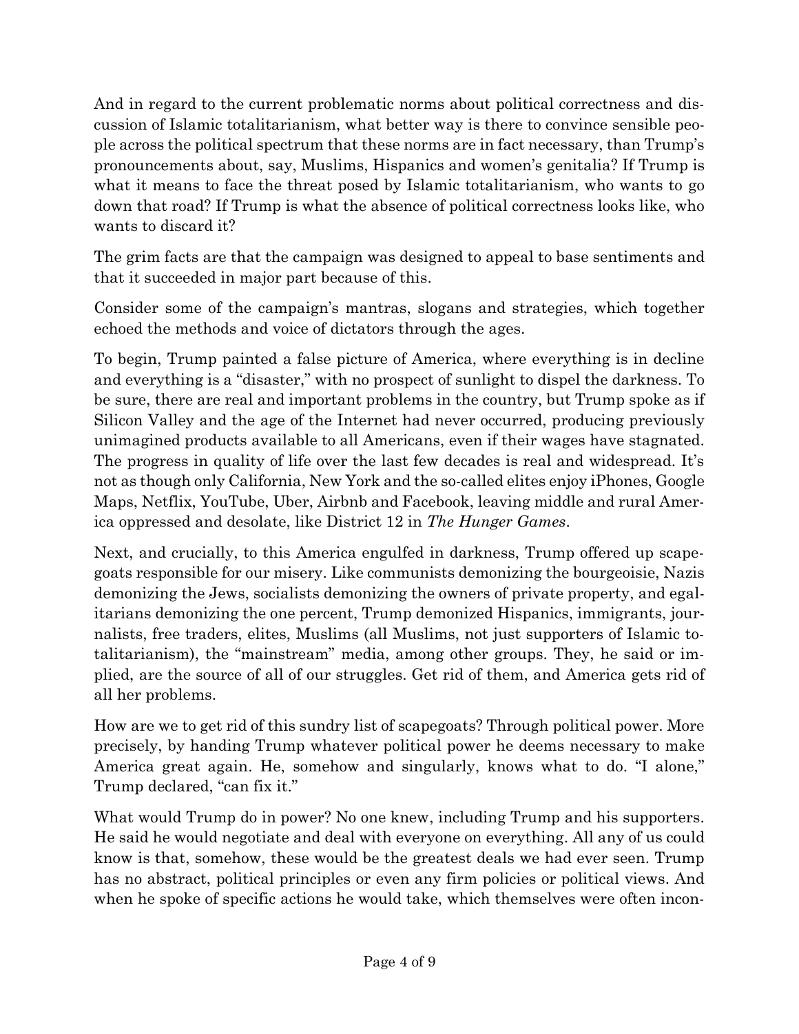And in regard to the current problematic norms about political correctness and discussion of Islamic totalitarianism, what better way is there to convince sensible people across the political spectrum that these norms are in fact necessary, than Trump's pronouncements about, say, Muslims, Hispanics and women's genitalia? If Trump is what it means to face the threat posed by Islamic totalitarianism, who wants to go down that road? If Trump is what the absence of political correctness looks like, who wants to discard it?

The grim facts are that the campaign was designed to appeal to base sentiments and that it succeeded in major part because of this.

Consider some of the campaign's mantras, slogans and strategies, which together echoed the methods and voice of dictators through the ages.

To begin, Trump painted a false picture of America, where everything is in decline and everything is a "disaster," with no prospect of sunlight to dispel the darkness. To be sure, there are real and important problems in the country, but Trump spoke as if Silicon Valley and the age of the Internet had never occurred, producing previously unimagined products available to all Americans, even if their wages have stagnated. The progress in quality of life over the last few decades is real and widespread. It's not as though only California, New York and the so-called elites enjoy iPhones, Google Maps, Netflix, YouTube, Uber, Airbnb and Facebook, leaving middle and rural America oppressed and desolate, like District 12 in *The Hunger Games*.

Next, and crucially, to this America engulfed in darkness, Trump offered up scapegoats responsible for our misery. Like communists demonizing the bourgeoisie, Nazis demonizing the Jews, socialists demonizing the owners of private property, and egalitarians demonizing the one percent, Trump demonized Hispanics, immigrants, journalists, free traders, elites, Muslims (all Muslims, not just supporters of Islamic totalitarianism), the "mainstream" media, among other groups. They, he said or implied, are the source of all of our struggles. Get rid of them, and America gets rid of all her problems.

How are we to get rid of this sundry list of scapegoats? Through political power. More precisely, by handing Trump whatever political power he deems necessary to make America great again. He, somehow and singularly, knows what to do. "I alone," Trump declared, "can fix it."

What would Trump do in power? No one knew, including Trump and his supporters. He said he would negotiate and deal with everyone on everything. All any of us could know is that, somehow, these would be the greatest deals we had ever seen. Trump has no abstract, political principles or even any firm policies or political views. And when he spoke of specific actions he would take, which themselves were often incon-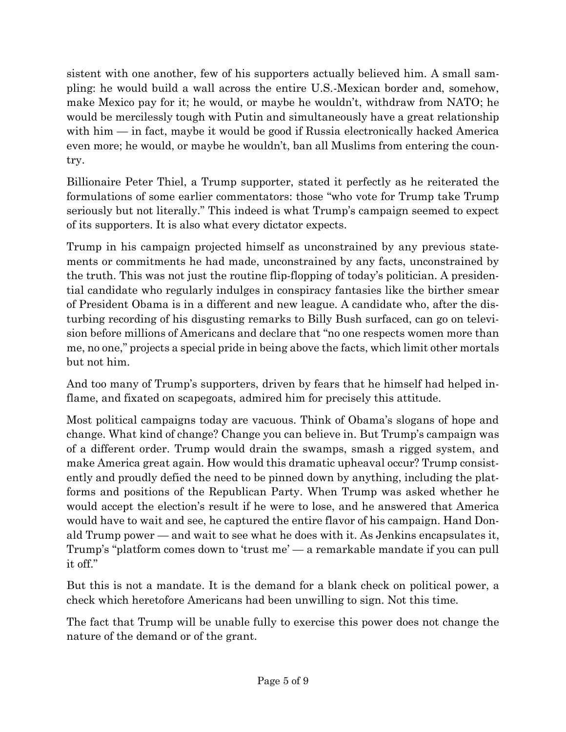sistent with one another, few of his supporters actually believed him. A small sampling: he would build a wall across the entire U.S.-Mexican border and, somehow, make Mexico pay for it; he would, or maybe he wouldn't, withdraw from NATO; he would be mercilessly tough with Putin and simultaneously have a great relationship with him — in fact, maybe it would be good if Russia electronically hacked America even more; he would, or maybe he wouldn't, ban all Muslims from entering the country.

Billionaire Peter Thiel, a Trump supporter, stated it perfectly as he reiterated the formulations of some earlier commentators: those "who vote for Trump take Trump seriously but not literally." This indeed is what Trump's campaign seemed to expect of its supporters. It is also what every dictator expects.

Trump in his campaign projected himself as unconstrained by any previous statements or commitments he had made, unconstrained by any facts, unconstrained by the truth. This was not just the routine flip-flopping of today's politician. A presidential candidate who regularly indulges in conspiracy fantasies like the birther smear of President Obama is in a different and new league. A candidate who, after the disturbing recording of his disgusting remarks to Billy Bush surfaced, can go on television before millions of Americans and declare that "no one respects women more than me, no one," projects a special pride in being above the facts, which limit other mortals but not him.

And too many of Trump's supporters, driven by fears that he himself had helped inflame, and fixated on scapegoats, admired him for precisely this attitude.

Most political campaigns today are vacuous. Think of Obama's slogans of hope and change. What kind of change? Change you can believe in. But Trump's campaign was of a different order. Trump would drain the swamps, smash a rigged system, and make America great again. How would this dramatic upheaval occur? Trump consistently and proudly defied the need to be pinned down by anything, including the platforms and positions of the Republican Party. When Trump was asked whether he would accept the election's result if he were to lose, and he answered that America would have to wait and see, he captured the entire flavor of his campaign. Hand Donald Trump power — and wait to see what he does with it. As Jenkins encapsulates it, Trump's "platform comes down to 'trust me' — a remarkable mandate if you can pull it off."

But this is not a mandate. It is the demand for a blank check on political power, a check which heretofore Americans had been unwilling to sign. Not this time.

The fact that Trump will be unable fully to exercise this power does not change the nature of the demand or of the grant.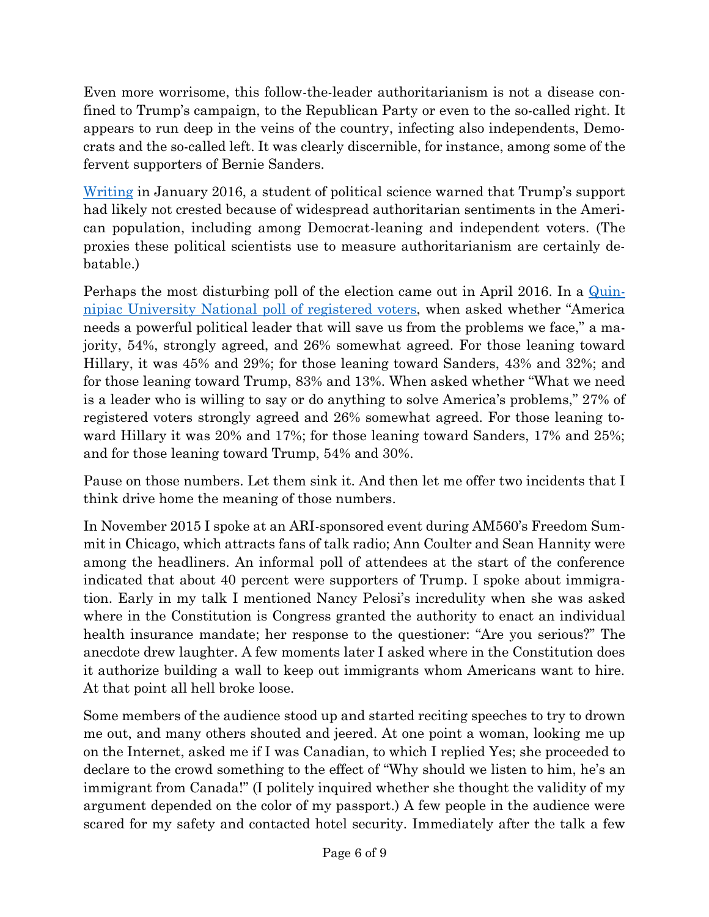Even more worrisome, this follow-the-leader authoritarianism is not a disease confined to Trump's campaign, to the Republican Party or even to the so-called right. It appears to run deep in the veins of the country, infecting also independents, Democrats and the so-called left. It was clearly discernible, for instance, among some of the fervent supporters of Bernie Sanders.

Writing in January 2016, a student of political science warned that Trump's support had likely not crested because of widespread authoritarian sentiments in the American population, including among Democrat-leaning and independent voters. (The proxies these political scientists use to measure authoritarianism are certainly debatable.)

Perhaps the most disturbing poll of the election came out in April 2016. In a Quinnipiac University National poll of registered voters, when asked whether "America needs a powerful political leader that will save us from the problems we face," a majority, 54%, strongly agreed, and 26% somewhat agreed. For those leaning toward Hillary, it was 45% and 29%; for those leaning toward Sanders, 43% and 32%; and for those leaning toward Trump, 83% and 13%. When asked whether "What we need is a leader who is willing to say or do anything to solve America's problems," 27% of registered voters strongly agreed and 26% somewhat agreed. For those leaning toward Hillary it was 20% and 17%; for those leaning toward Sanders, 17% and 25%; and for those leaning toward Trump, 54% and 30%.

Pause on those numbers. Let them sink it. And then let me offer two incidents that I think drive home the meaning of those numbers.

In November 2015 I spoke at an ARI-sponsored event during AM560's Freedom Summit in Chicago, which attracts fans of talk radio; Ann Coulter and Sean Hannity were among the headliners. An informal poll of attendees at the start of the conference indicated that about 40 percent were supporters of Trump. I spoke about immigration. Early in my talk I mentioned Nancy Pelosi's incredulity when she was asked where in the Constitution is Congress granted the authority to enact an individual health insurance mandate; her response to the questioner: "Are you serious?" The anecdote drew laughter. A few moments later I asked where in the Constitution does it authorize building a wall to keep out immigrants whom Americans want to hire. At that point all hell broke loose.

Some members of the audience stood up and started reciting speeches to try to drown me out, and many others shouted and jeered. At one point a woman, looking me up on the Internet, asked me if I was Canadian, to which I replied Yes; she proceeded to declare to the crowd something to the effect of "Why should we listen to him, he's an immigrant from Canada!" (I politely inquired whether she thought the validity of my argument depended on the color of my passport.) A few people in the audience were scared for my safety and contacted hotel security. Immediately after the talk a few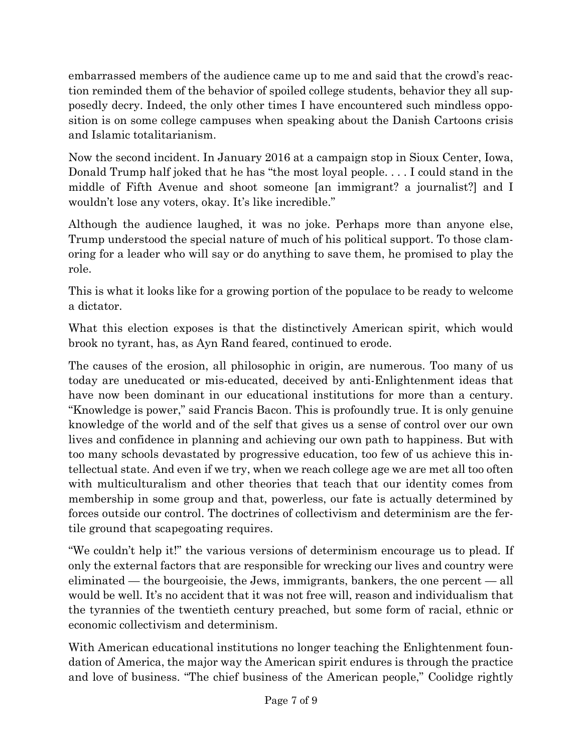embarrassed members of the audience came up to me and said that the crowd's reaction reminded them of the behavior of spoiled college students, behavior they all supposedly decry. Indeed, the only other times I have encountered such mindless opposition is on some college campuses when speaking about the Danish Cartoons crisis and Islamic totalitarianism.

Now the second incident. In January 2016 at a campaign stop in Sioux Center, Iowa, Donald Trump half joked that he has "the most loyal people. . . . I could stand in the middle of Fifth Avenue and shoot someone [an immigrant? a journalist?] and I wouldn't lose any voters, okay. It's like incredible."

Although the audience laughed, it was no joke. Perhaps more than anyone else, Trump understood the special nature of much of his political support. To those clamoring for a leader who will say or do anything to save them, he promised to play the role.

This is what it looks like for a growing portion of the populace to be ready to welcome a dictator.

What this election exposes is that the distinctively American spirit, which would brook no tyrant, has, as Ayn Rand feared, continued to erode.

The causes of the erosion, all philosophic in origin, are numerous. Too many of us today are uneducated or mis-educated, deceived by anti-Enlightenment ideas that have now been dominant in our educational institutions for more than a century. "Knowledge is power," said Francis Bacon. This is profoundly true. It is only genuine knowledge of the world and of the self that gives us a sense of control over our own lives and confidence in planning and achieving our own path to happiness. But with too many schools devastated by progressive education, too few of us achieve this intellectual state. And even if we try, when we reach college age we are met all too often with multiculturalism and other theories that teach that our identity comes from membership in some group and that, powerless, our fate is actually determined by forces outside our control. The doctrines of collectivism and determinism are the fertile ground that scapegoating requires.

"We couldn't help it!" the various versions of determinism encourage us to plead. If only the external factors that are responsible for wrecking our lives and country were eliminated — the bourgeoisie, the Jews, immigrants, bankers, the one percent — all would be well. It's no accident that it was not free will, reason and individualism that the tyrannies of the twentieth century preached, but some form of racial, ethnic or economic collectivism and determinism.

With American educational institutions no longer teaching the Enlightenment foundation of America, the major way the American spirit endures is through the practice and love of business. "The chief business of the American people," Coolidge rightly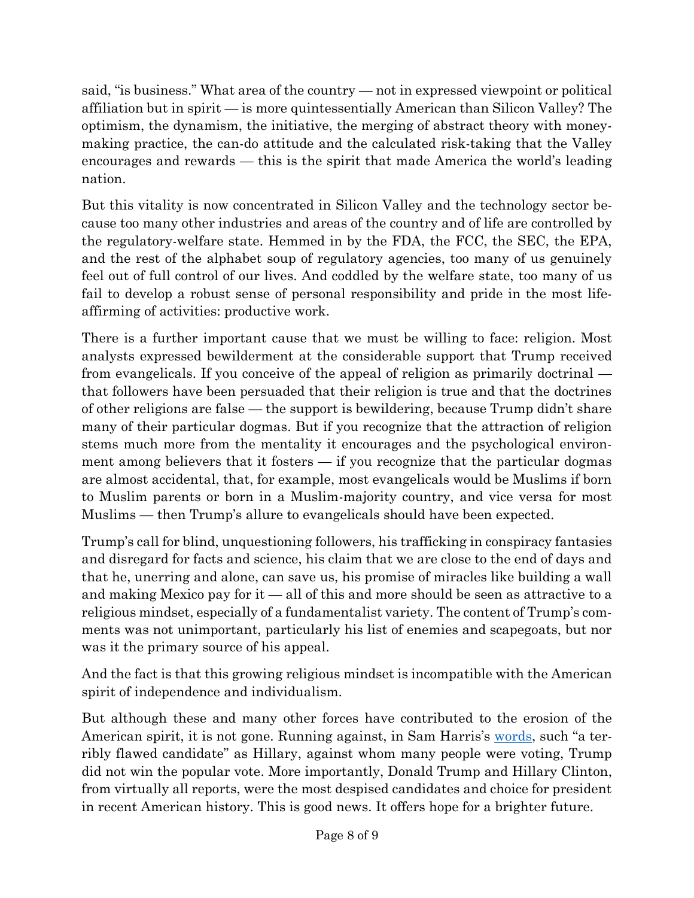said, "is business." What area of the country — not in expressed viewpoint or political affiliation but in spirit — is more quintessentially American than Silicon Valley? The optimism, the dynamism, the initiative, the merging of abstract theory with money-making practice, the can-do attitude and the calculated risk-taking that the Valley encourages and rewards — this is the spirit that made America the world's leading nation.

But this vitality is now concentrated in Silicon Valley and the technology sector because too many other industries and areas of the country and of life are controlled by the regulatory-welfare state. Hemmed in by the FDA, the FCC, the SEC, the EPA, and the rest of the alphabet soup of regulatory agencies, too many of us genuinely feel out of full control of our lives. And coddled by the welfare state, too many of us fail to develop a robust sense of personal responsibility and pride in the most life-affirming of activities: productive work.

There is a further important cause that we must be willing to face: religion. Most analysts expressed bewilderment at the considerable support that Trump received from evangelicals. If you conceive of the appeal of religion as primarily doctrinal — that followers have been persuaded that their religion is true and that the doctrines of other religions are false — the support is bewildering, because Trump didn't share many of their particular dogmas. But if you recognize that the attraction of religion stems much more from the mentality it encourages and the psychological environment among believers that it fosters — if you recognize that the particular dogmas are almost accidental, that, for example, most evangelicals would be Muslims if born to Muslim parents or born in a Muslim-majority country, and vice versa for most Muslims — then Trump's allure to evangelicals should have been expected.

Trump's call for blind, unquestioning followers, his trafficking in conspiracy fantasies and disregard for facts and science, his claim that we are close to the end of days and that he, unerring and alone, can save us, his promise of miracles like building a wall and making Mexico pay for it — all of this and more should be seen as attractive to a religious mindset, especially of a fundamentalist variety. The content of Trump's comments was not unimportant, particularly his list of enemies and scapegoats, but nor was it the primary source of his appeal.

And the fact is that this growing religious mindset is incompatible with the American spirit of independence and individualism.

But although these and many other forces have contributed to the erosion of the American spirit, it is not gone. Running against, in Sam Harris's words, such "a terribly flawed candidate" as Hillary, against whom many people were voting, Trump did not win the popular vote. More importantly, Donald Trump and Hillary Clinton, from virtually all reports, were the most despised candidates and choice for president in recent American history. This is good news. It offers hope for a brighter future.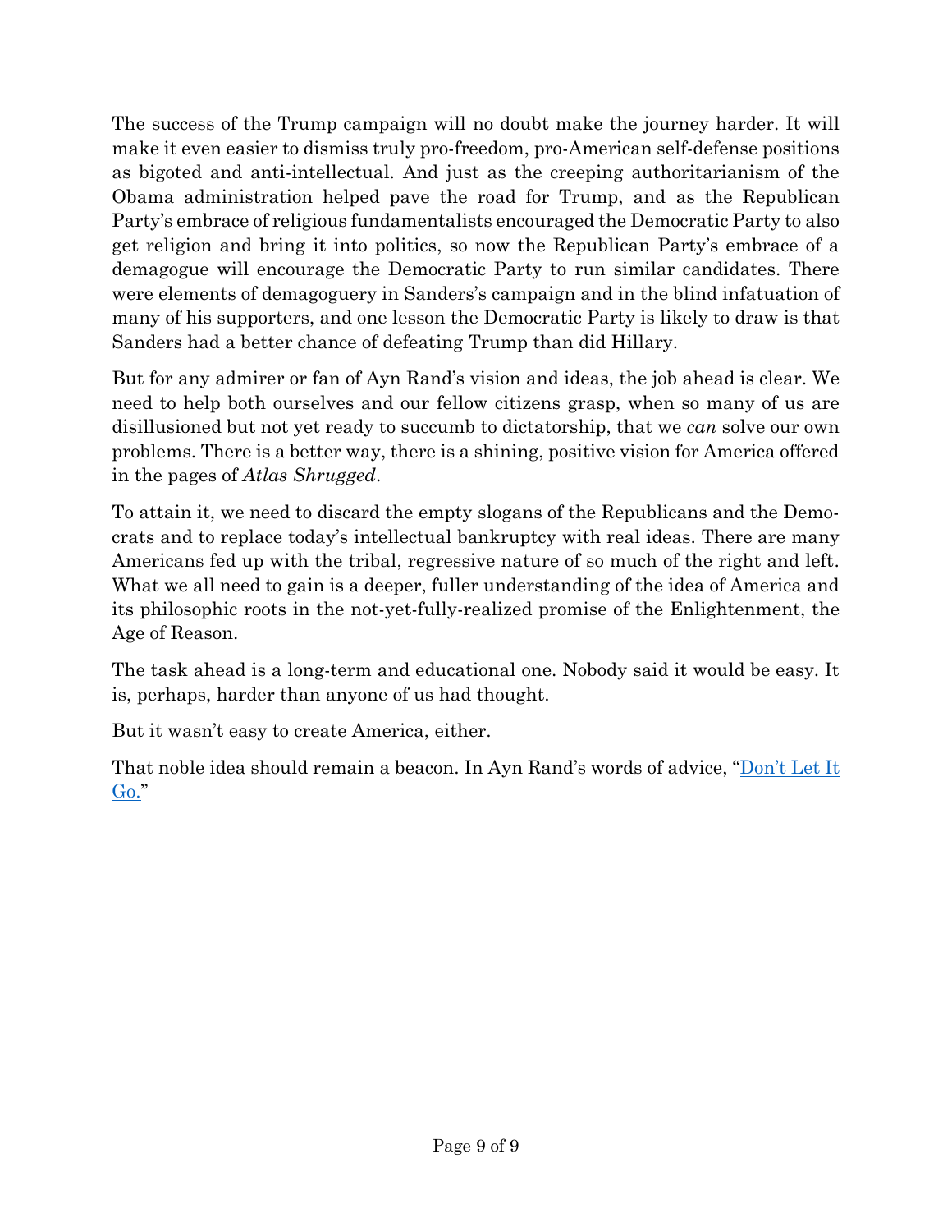The success of the Trump campaign will no doubt make the journey harder. It will make it even easier to dismiss truly pro-freedom, pro-American self-defense positions as bigoted and anti-intellectual. And just as the creeping authoritarianism of the Obama administration helped pave the road for Trump, and as the Republican Party's embrace of religious fundamentalists encouraged the Democratic Party to also get religion and bring it into politics, so now the Republican Party's embrace of a demagogue will encourage the Democratic Party to run similar candidates. There were elements of demagoguery in Sanders's campaign and in the blind infatuation of many of his supporters, and one lesson the Democratic Party is likely to draw is that Sanders had a better chance of defeating Trump than did Hillary.

But for any admirer or fan of Ayn Rand's vision and ideas, the job ahead is clear. We need to help both ourselves and our fellow citizens grasp, when so many of us are disillusioned but not yet ready to succumb to dictatorship, that we *can* solve our own problems. There is a better way, there is a shining, positive vision for America offered in the pages of *Atlas Shrugged*.

To attain it, we need to discard the empty slogans of the Republicans and the Democrats and to replace today's intellectual bankruptcy with real ideas. There are many Americans fed up with the tribal, regressive nature of so much of the right and left. What we all need to gain is a deeper, fuller understanding of the idea of America and its philosophic roots in the not-yet-fully-realized promise of the Enlightenment, the Age of Reason.

The task ahead is a long-term and educational one. Nobody said it would be easy. It is, perhaps, harder than anyone of us had thought.

But it wasn't easy to create America, either.

That noble idea should remain a beacon. In Ayn Rand's words of advice, "Don't Let It Go."